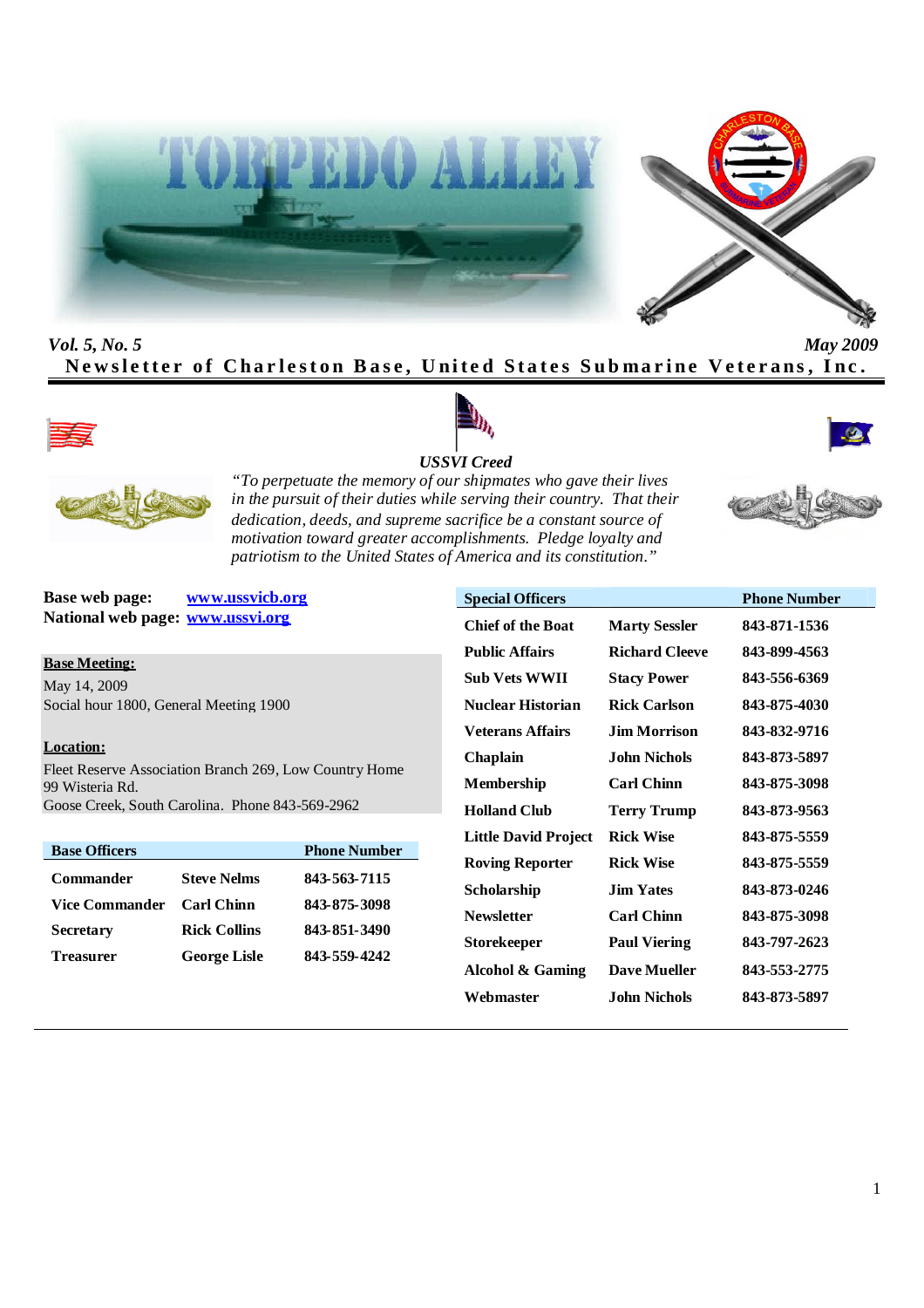# TORPEDO ALLEY

*Vol. 5, No. 5* *May 2009*

**Newsletter of Charleston Base, United States Submarine Veterans, Inc.**

***USSVI Creed***

*"To perpetuate the memory of our shipmates who gave their lives in the pursuit of their duties while serving their country. That their dedication, deeds, and supreme sacrifice be a constant source of motivation toward greater accomplishments. Pledge loyalty and patriotism to the United States of America and its constitution."*

**Base web page:** [www.ussvicb.org](http://www.ussvicb.org)
**National web page:** [www.ussvi.org](http://www.ussvi.org)

**Base Meeting:**
May 14, 2009
Social hour 1800, General Meeting 1900

**Location:**
Fleet Reserve Association Branch 269, Low Country Home
99 Wisteria Rd.
Goose Creek, South Carolina. Phone 843-569-2962

| Base Officers | | Phone Number |
|---|---|---|
| Commander | Steve Nelms | 843-563-7115 |
| Vice Commander | Carl Chinn | 843-875-3098 |
| Secretary | Rick Collins | 843-851-3490 |
| Treasurer | George Lisle | 843-559-4242 |

| Special Officers | | Phone Number |
|---|---|---|
| Chief of the Boat | Marty Sessler | 843-871-1536 |
| Public Affairs | Richard Cleeve | 843-899-4563 |
| Sub Vets WWII | Stacy Power | 843-556-6369 |
| Nuclear Historian | Rick Carlson | 843-875-4030 |
| Veterans Affairs | Jim Morrison | 843-832-9716 |
| Chaplain | John Nichols | 843-873-5897 |
| Membership | Carl Chinn | 843-875-3098 |
| Holland Club | Terry Trump | 843-873-9563 |
| Little David Project | Rick Wise | 843-875-5559 |
| Roving Reporter | Rick Wise | 843-875-5559 |
| Scholarship | Jim Yates | 843-873-0246 |
| Newsletter | Carl Chinn | 843-875-3098 |
| Storekeeper | Paul Viering | 843-797-2623 |
| Alcohol & Gaming | Dave Mueller | 843-553-2775 |
| Webmaster | John Nichols | 843-873-5897 |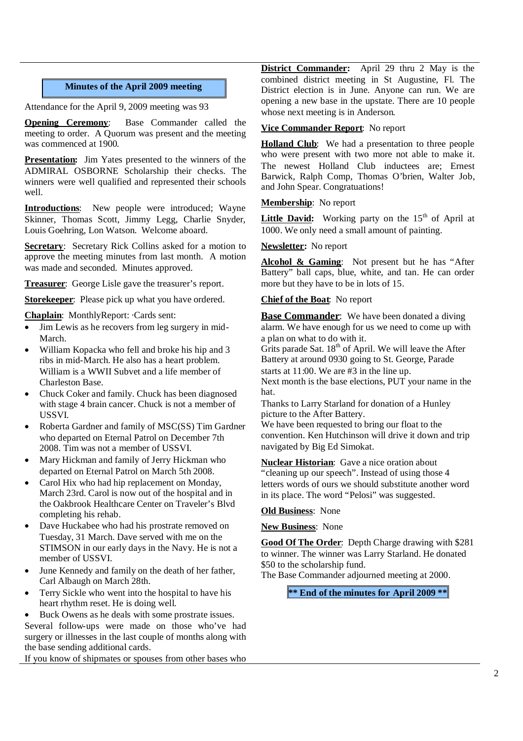## Minutes of the April 2009 meeting

Attendance for the April 9, 2009 meeting was 93

**Opening Ceremony**: Base Commander called the meeting to order. A Quorum was present and the meeting was commenced at 1900.

**Presentation:** Jim Yates presented to the winners of the ADMIRAL OSBORNE Scholarship their checks. The winners were well qualified and represented their schools well.

**Introductions**: New people were introduced; Wayne Skinner, Thomas Scott, Jimmy Legg, Charlie Snyder, Louis Goehring, Lon Watson. Welcome aboard.

**Secretary**: Secretary Rick Collins asked for a motion to approve the meeting minutes from last month. A motion was made and seconded. Minutes approved.

**Treasurer**: George Lisle gave the treasurer's report.

**Storekeeper**: Please pick up what you have ordered.

**Chaplain**: MonthlyReport: ·Cards sent:

- Jim Lewis as he recovers from leg surgery in mid-March.
- William Kopacka who fell and broke his hip and 3 ribs in mid-March. He also has a heart problem. William is a WWII Subvet and a life member of Charleston Base.
- Chuck Coker and family. Chuck has been diagnosed with stage 4 brain cancer. Chuck is not a member of USSVI.
- Roberta Gardner and family of MSC(SS) Tim Gardner who departed on Eternal Patrol on December 7th 2008. Tim was not a member of USSVI.
- Mary Hickman and family of Jerry Hickman who departed on Eternal Patrol on March 5th 2008.
- Carol Hix who had hip replacement on Monday, March 23rd. Carol is now out of the hospital and in the Oakbrook Healthcare Center on Traveler's Blvd completing his rehab.
- Dave Huckabee who had his prostrate removed on Tuesday, 31 March. Dave served with me on the STIMSON in our early days in the Navy. He is not a member of USSVI.
- June Kennedy and family on the death of her father, Carl Albaugh on March 28th.
- Terry Sickle who went into the hospital to have his heart rhythm reset. He is doing well.
- Buck Owens as he deals with some prostrate issues.

Several follow-ups were made on those who've had surgery or illnesses in the last couple of months along with the base sending additional cards.

If you know of shipmates or spouses from other bases who

**District Commander:** April 29 thru 2 May is the combined district meeting in St Augustine, Fl. The District election is in June. Anyone can run. We are opening a new base in the upstate. There are 10 people whose next meeting is in Anderson.

**Vice Commander Report**: No report

**Holland Club**: We had a presentation to three people who were present with two more not able to make it. The newest Holland Club inductees are; Ernest Barwick, Ralph Comp, Thomas O'brien, Walter Job, and John Spear. Congrat­uations!

**Membership**: No report

**Little David:** Working party on the 15th of April at 1000. We only need a small amount of painting.

**Newsletter:** No report

**Alcohol & Gaming**: Not present but he has "After Battery" ball caps, blue, white, and tan. He can order more but they have to be in lots of 15.

**Chief of the Boat**: No report

**Base Commander**: We have been donated a diving alarm. We have enough for us we need to come up with a plan on what to do with it.

Grits parade Sat. 18th of April. We will leave the After Battery at around 0930 going to St. George, Parade starts at 11:00. We are #3 in the line up.

Next month is the base elections, PUT your name in the hat.

Thanks to Larry Starland for donation of a Hunley picture to the After Battery.

We have been requested to bring our float to the convention. Ken Hutchinson will drive it down and trip navigated by Big Ed Simokat.

**Nuclear Historian**: Gave a nice oration about "cleaning up our speech". Instead of using those 4 letters words of ours we should substitute another word in its place. The word "Pelosi" was suggested.

**Old Business**: None

**New Business**: None

**Good Of The Order**: Depth Charge drawing with $281 to winner. The winner was Larry Starland. He donated $50 to the scholarship fund.

The Base Commander adjourned meeting at 2000.

**\*\* End of the minutes for April 2009 \*\***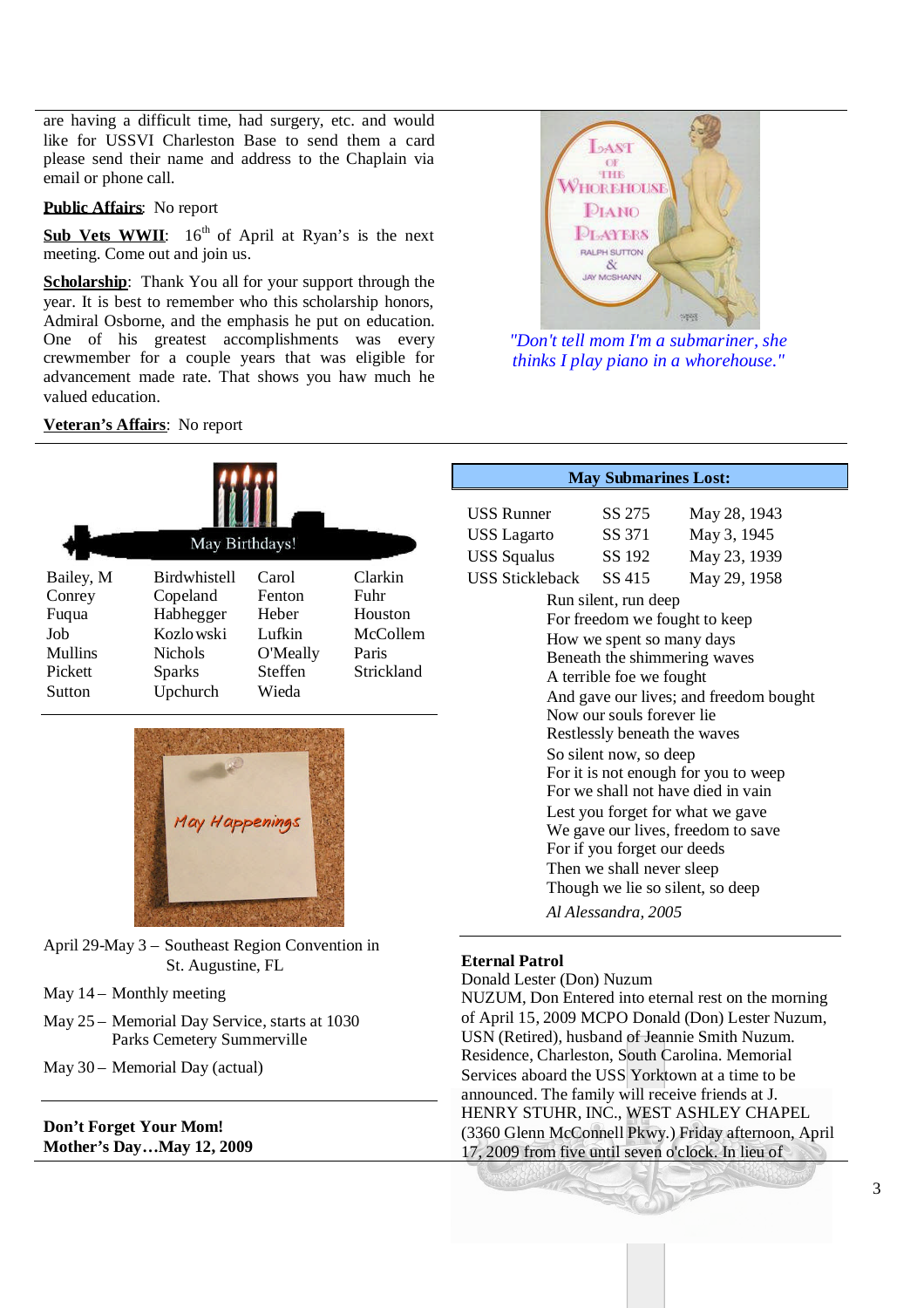are having a difficult time, had surgery, etc. and would like for USSVI Charleston Base to send them a card please send their name and address to the Chaplain via email or phone call.

**Public Affairs**: No report

**Sub Vets WWII**: 16th of April at Ryan's is the next meeting. Come out and join us.

**Scholarship**: Thank You all for your support through the year. It is best to remember who this scholarship honors, Admiral Osborne, and the emphasis he put on education. One of his greatest accomplishments was every crewmember for a couple years that was eligible for advancement made rate. That shows you haw much he valued education.

**Veteran's Affairs**: No report

*"Don't tell mom I'm a submariner, she thinks I play piano in a whorehouse."*

## May Birthdays!

| | | | |
|---|---|---|---|
| Bailey, M | Birdwhistell | Carol | Clarkin |
| Conrey | Copeland | Fenton | Fuhr |
| Fuqua | Habhegger | Heber | Houston |
| Job | Kozlowski | Lufkin | McCollem |
| Mullins | Nichols | O'Meally | Paris |
| Pickett | Sparks | Steffen | Strickland |
| Sutton | Upchurch | Wieda | |

## May Happenings

April 29-May 3 – Southeast Region Convention in St. Augustine, FL

May 14 – Monthly meeting

May 25 – Memorial Day Service, starts at 1030 Parks Cemetery Summerville

May 30 – Memorial Day (actual)

**Don't Forget Your Mom!**
**Mother's Day…May 12, 2009**

## May Submarines Lost:

| | | |
|---|---|---|
| USS Runner | SS 275 | May 28, 1943 |
| USS Lagarto | SS 371 | May 3, 1945 |
| USS Squalus | SS 192 | May 23, 1939 |
| USS Stickleback | SS 415 | May 29, 1958 |

Run silent, run deep
For freedom we fought to keep
How we spent so many days
Beneath the shimmering waves
A terrible foe we fought
And gave our lives; and freedom bought
Now our souls forever lie
Restlessly beneath the waves
So silent now, so deep
For it is not enough for you to weep
For we shall not have died in vain
Lest you forget for what we gave
We gave our lives, freedom to save
For if you forget our deeds
Then we shall never sleep
Though we lie so silent, so deep

*Al Alessandra, 2005*

**Eternal Patrol**

Donald Lester (Don) Nuzum

NUZUM, Don Entered into eternal rest on the morning of April 15, 2009 MCPO Donald (Don) Lester Nuzum, USN (Retired), husband of Jeannie Smith Nuzum. Residence, Charleston, South Carolina. Memorial Services aboard the USS Yorktown at a time to be announced. The family will receive friends at J. HENRY STUHR, INC., WEST ASHLEY CHAPEL (3360 Glenn McConnell Pkwy.) Friday afternoon, April 17, 2009 from five until seven o'clock. In lieu of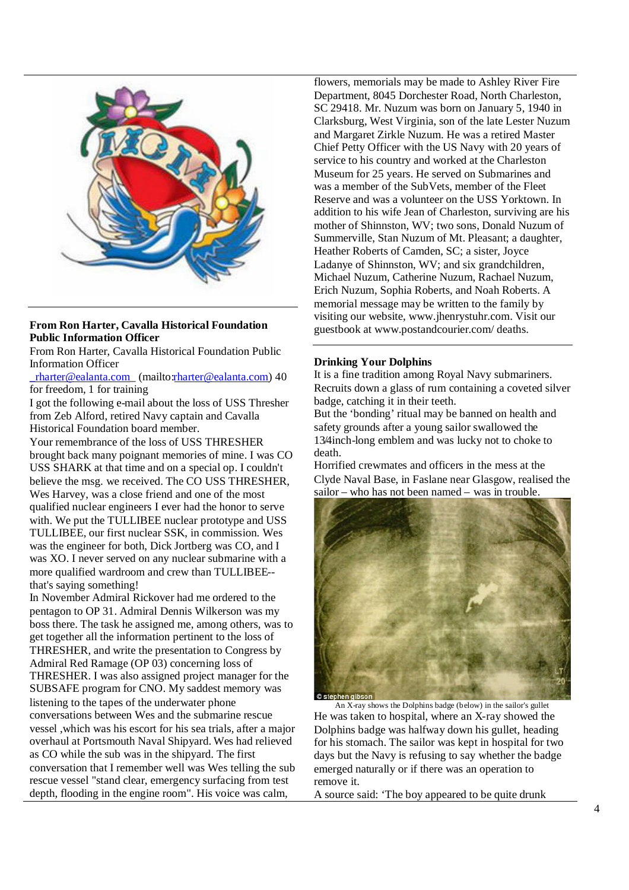**From Ron Harter, Cavalla Historical Foundation Public Information Officer**

From Ron Harter, Cavalla Historical Foundation Public Information Officer

_rharter@ealanta.com_ (mailto:rharter@ealanta.com) 40 for freedom, 1 for training

I got the following e-mail about the loss of USS Thresher from Zeb Alford, retired Navy captain and Cavalla Historical Foundation board member.

Your remembrance of the loss of USS THRESHER brought back many poignant memories of mine. I was CO USS SHARK at that time and on a special op. I couldn't believe the msg. we received. The CO USS THRESHER, Wes Harvey, was a close friend and one of the most qualified nuclear engineers I ever had the honor to serve with. We put the TULLIBEE nuclear prototype and USS TULLIBEE, our first nuclear SSK, in commission. Wes was the engineer for both, Dick Jortberg was CO, and I was XO. I never served on any nuclear submarine with a more qualified wardroom and crew than TULLIBEE--that's saying something!

In November Admiral Rickover had me ordered to the pentagon to OP 31. Admiral Dennis Wilkerson was my boss there. The task he assigned me, among others, was to get together all the information pertinent to the loss of THRESHER, and write the presentation to Congress by Admiral Red Ramage (OP 03) concerning loss of THRESHER. I was also assigned project manager for the SUBSAFE program for CNO. My saddest memory was listening to the tapes of the underwater phone conversations between Wes and the submarine rescue vessel ,which was his escort for his sea trials, after a major overhaul at Portsmouth Naval Shipyard. Wes had relieved as CO while the sub was in the shipyard. The first conversation that I remember well was Wes telling the sub rescue vessel "stand clear, emergency surfacing from test depth, flooding in the engine room". His voice was calm,

flowers, memorials may be made to Ashley River Fire Department, 8045 Dorchester Road, North Charleston, SC 29418. Mr. Nuzum was born on January 5, 1940 in Clarksburg, West Virginia, son of the late Lester Nuzum and Margaret Zirkle Nuzum. He was a retired Master Chief Petty Officer with the US Navy with 20 years of service to his country and worked at the Charleston Museum for 25 years. He served on Submarines and was a member of the SubVets, member of the Fleet Reserve and was a volunteer on the USS Yorktown. In addition to his wife Jean of Charleston, surviving are his mother of Shinnston, WV; two sons, Donald Nuzum of Summerville, Stan Nuzum of Mt. Pleasant; a daughter, Heather Roberts of Camden, SC; a sister, Joyce Ladanye of Shinnston, WV; and six grandchildren, Michael Nuzum, Catherine Nuzum, Rachael Nuzum, Erich Nuzum, Sophia Roberts, and Noah Roberts. A memorial message may be written to the family by visiting our website, www.jhenrystuhr.com. Visit our guestbook at www.postandcourier.com/ deaths.

**Drinking Your Dolphins**

It is a fine tradition among Royal Navy submariners. Recruits down a glass of rum containing a coveted silver badge, catching it in their teeth.

But the 'bonding' ritual may be banned on health and safety grounds after a young sailor swallowed the 13⁄4inch-long emblem and was lucky not to choke to death.

Horrified crewmates and officers in the mess at the Clyde Naval Base, in Faslane near Glasgow, realised the sailor – who has not been named – was in trouble.

An X-ray shows the Dolphins badge (below) in the sailor's gullet

He was taken to hospital, where an X-ray showed the Dolphins badge was halfway down his gullet, heading for his stomach. The sailor was kept in hospital for two days but the Navy is refusing to say whether the badge emerged naturally or if there was an operation to remove it.

A source said: 'The boy appeared to be quite drunk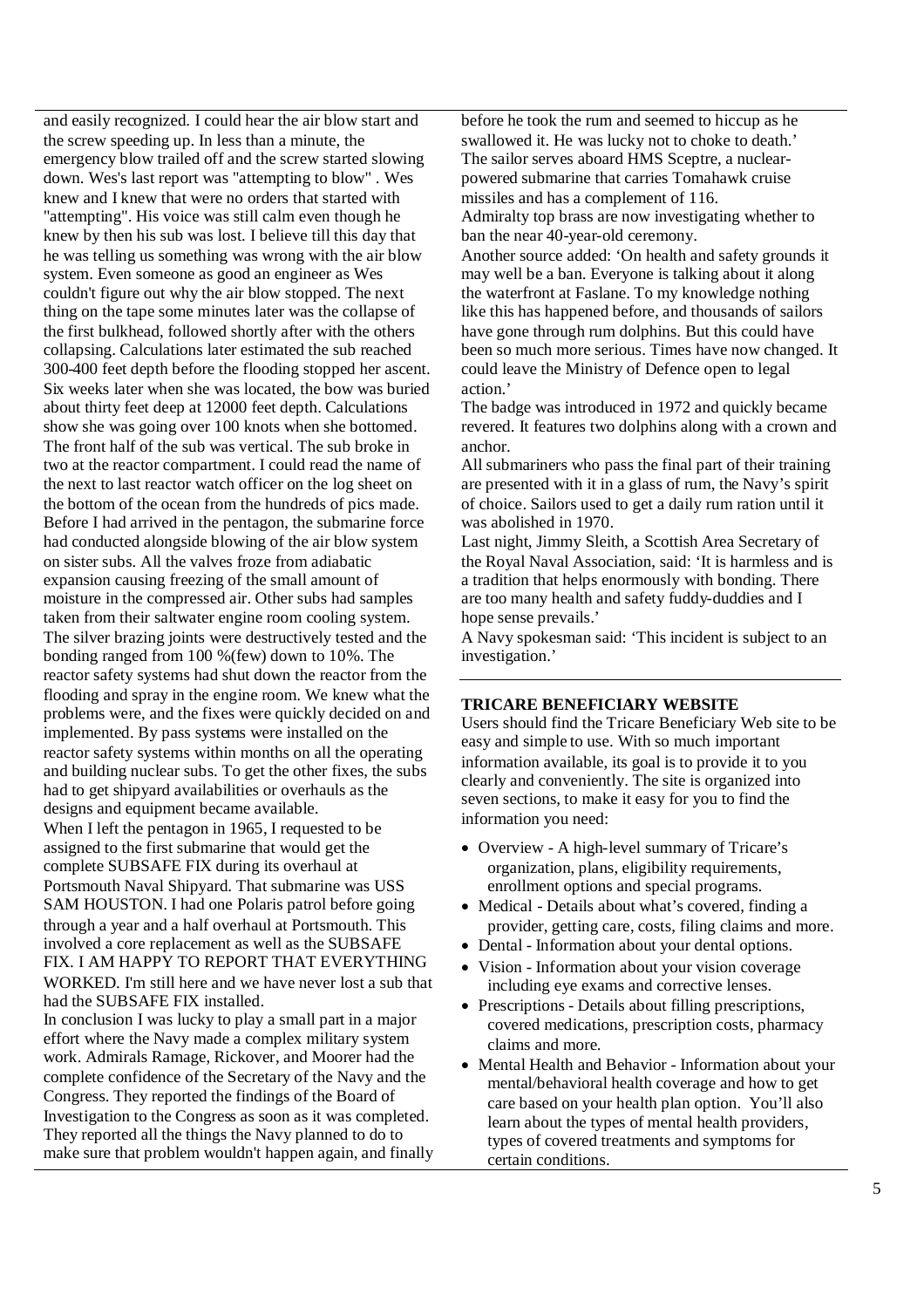and easily recognized. I could hear the air blow start and the screw speeding up. In less than a minute, the emergency blow trailed off and the screw started slowing down. Wes's last report was "attempting to blow" . Wes knew and I knew that were no orders that started with "attempting". His voice was still calm even though he knew by then his sub was lost. I believe till this day that he was telling us something was wrong with the air blow system. Even someone as good an engineer as Wes couldn't figure out why the air blow stopped. The next thing on the tape some minutes later was the collapse of the first bulkhead, followed shortly after with the others collapsing. Calculations later estimated the sub reached 300-400 feet depth before the flooding stopped her ascent. Six weeks later when she was located, the bow was buried about thirty feet deep at 12000 feet depth. Calculations show she was going over 100 knots when she bottomed. The front half of the sub was vertical. The sub broke in two at the reactor compartment. I could read the name of the next to last reactor watch officer on the log sheet on the bottom of the ocean from the hundreds of pics made. Before I had arrived in the pentagon, the submarine force had conducted alongside blowing of the air blow system on sister subs. All the valves froze from adiabatic expansion causing freezing of the small amount of moisture in the compressed air. Other subs had samples taken from their saltwater engine room cooling system. The silver brazing joints were destructively tested and the bonding ranged from 100 %(few) down to 10%. The reactor safety systems had shut down the reactor from the flooding and spray in the engine room. We knew what the problems were, and the fixes were quickly decided on and implemented. By pass systems were installed on the reactor safety systems within months on all the operating and building nuclear subs. To get the other fixes, the subs had to get shipyard availabilities or overhauls as the designs and equipment became available.

When I left the pentagon in 1965, I requested to be assigned to the first submarine that would get the complete SUBSAFE FIX during its overhaul at Portsmouth Naval Shipyard. That submarine was USS SAM HOUSTON. I had one Polaris patrol before going through a year and a half overhaul at Portsmouth. This involved a core replacement as well as the SUBSAFE FIX. I AM HAPPY TO REPORT THAT EVERYTHING WORKED. I'm still here and we have never lost a sub that had the SUBSAFE FIX installed.

In conclusion I was lucky to play a small part in a major effort where the Navy made a complex military system work. Admirals Ramage, Rickover, and Moorer had the complete confidence of the Secretary of the Navy and the Congress. They reported the findings of the Board of Investigation to the Congress as soon as it was completed. They reported all the things the Navy planned to do to make sure that problem wouldn't happen again, and finally

before he took the rum and seemed to hiccup as he swallowed it. He was lucky not to choke to death.'

The sailor serves aboard HMS Sceptre, a nuclear-powered submarine that carries Tomahawk cruise missiles and has a complement of 116.

Admiralty top brass are now investigating whether to ban the near 40-year-old ceremony.

Another source added: 'On health and safety grounds it may well be a ban. Everyone is talking about it along the waterfront at Faslane. To my knowledge nothing like this has happened before, and thousands of sailors have gone through rum dolphins. But this could have been so much more serious. Times have now changed. It could leave the Ministry of Defence open to legal action.'

The badge was introduced in 1972 and quickly became revered. It features two dolphins along with a crown and anchor.

All submariners who pass the final part of their training are presented with it in a glass of rum, the Navy's spirit of choice. Sailors used to get a daily rum ration until it was abolished in 1970.

Last night, Jimmy Sleith, a Scottish Area Secretary of the Royal Naval Association, said: 'It is harmless and is a tradition that helps enormously with bonding. There are too many health and safety fuddy-duddies and I hope sense prevails.'

A Navy spokesman said: 'This incident is subject to an investigation.'

## TRICARE BENEFICIARY WEBSITE

Users should find the Tricare Beneficiary Web site to be easy and simple to use. With so much important information available, its goal is to provide it to you clearly and conveniently. The site is organized into seven sections, to make it easy for you to find the information you need:

- Overview - A high-level summary of Tricare's organization, plans, eligibility requirements, enrollment options and special programs.
- Medical - Details about what's covered, finding a provider, getting care, costs, filing claims and more.
- Dental - Information about your dental options.
- Vision - Information about your vision coverage including eye exams and corrective lenses.
- Prescriptions - Details about filling prescriptions, covered medications, prescription costs, pharmacy claims and more.
- Mental Health and Behavior - Information about your mental/behavioral health coverage and how to get care based on your health plan option. You'll also learn about the types of mental health providers, types of covered treatments and symptoms for certain conditions.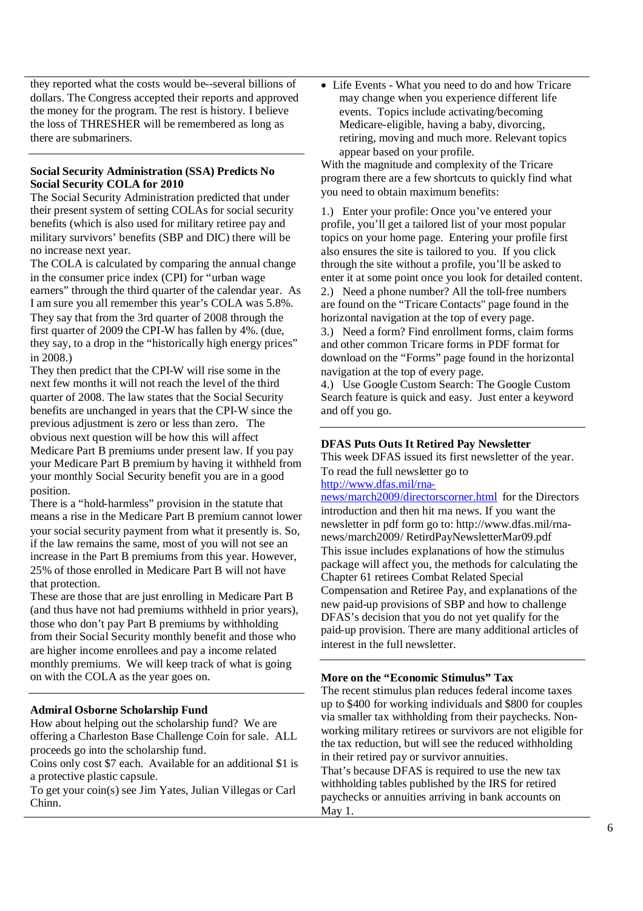they reported what the costs would be--several billions of dollars. The Congress accepted their reports and approved the money for the program. The rest is history. I believe the loss of THRESHER will be remembered as long as there are submariners.

---

**Social Security Administration (SSA) Predicts No Social Security COLA for 2010**

The Social Security Administration predicted that under their present system of setting COLAs for social security benefits (which is also used for military retiree pay and military survivors' benefits (SBP and DIC) there will be no increase next year.

The COLA is calculated by comparing the annual change in the consumer price index (CPI) for "urban wage earners" through the third quarter of the calendar year. As I am sure you all remember this year's COLA was 5.8%. They say that from the 3rd quarter of 2008 through the first quarter of 2009 the CPI-W has fallen by 4%. (due, they say, to a drop in the "historically high energy prices" in 2008.)

They then predict that the CPI-W will rise some in the next few months it will not reach the level of the third quarter of 2008. The law states that the Social Security benefits are unchanged in years that the CPI-W since the previous adjustment is zero or less than zero. The obvious next question will be how this will affect Medicare Part B premiums under present law. If you pay your Medicare Part B premium by having it withheld from your monthly Social Security benefit you are in a good position.

There is a "hold-harmless" provision in the statute that means a rise in the Medicare Part B premium cannot lower your social security payment from what it presently is. So, if the law remains the same, most of you will not see an increase in the Part B premiums from this year. However, 25% of those enrolled in Medicare Part B will not have that protection.

These are those that are just enrolling in Medicare Part B (and thus have not had premiums withheld in prior years), those who don't pay Part B premiums by withholding from their Social Security monthly benefit and those who are higher income enrollees and pay a income related monthly premiums. We will keep track of what is going on with the COLA as the year goes on.

---

**Admiral Osborne Scholarship Fund**

How about helping out the scholarship fund? We are offering a Charleston Base Challenge Coin for sale. ALL proceeds go into the scholarship fund.

Coins only cost $7 each. Available for an additional $1 is a protective plastic capsule.

To get your coin(s) see Jim Yates, Julian Villegas or Carl Chinn.

---

- Life Events - What you need to do and how Tricare may change when you experience different life events. Topics include activating/becoming Medicare-eligible, having a baby, divorcing, retiring, moving and much more. Relevant topics appear based on your profile.

With the magnitude and complexity of the Tricare program there are a few shortcuts to quickly find what you need to obtain maximum benefits:

1.) Enter your profile: Once you've entered your profile, you'll get a tailored list of your most popular topics on your home page. Entering your profile first also ensures the site is tailored to you. If you click through the site without a profile, you'll be asked to enter it at some point once you look for detailed content.

2.) Need a phone number? All the toll-free numbers are found on the "Tricare Contacts" page found in the horizontal navigation at the top of every page.

3.) Need a form? Find enrollment forms, claim forms and other common Tricare forms in PDF format for download on the "Forms" page found in the horizontal navigation at the top of every page.

4.) Use Google Custom Search: The Google Custom Search feature is quick and easy. Just enter a keyword and off you go.

---

**DFAS Puts Outs It Retired Pay Newsletter**

This week DFAS issued its first newsletter of the year. To read the full newsletter go to http://www.dfas.mil/rna-news/march2009/directorscorner.html for the Directors introduction and then hit rna news. If you want the newsletter in pdf form go to: http://www.dfas.mil/rna-news/march2009/ RetirdPayNewsletterMar09.pdf

This issue includes explanations of how the stimulus package will affect you, the methods for calculating the Chapter 61 retirees Combat Related Special Compensation and Retiree Pay, and explanations of the new paid-up provisions of SBP and how to challenge DFAS's decision that you do not yet qualify for the paid-up provision. There are many additional articles of interest in the full newsletter.

---

**More on the "Economic Stimulus" Tax**

The recent stimulus plan reduces federal income taxes up to $400 for working individuals and $800 for couples via smaller tax withholding from their paychecks. Non-working military retirees or survivors are not eligible for the tax reduction, but will see the reduced withholding in their retired pay or survivor annuities.

That's because DFAS is required to use the new tax withholding tables published by the IRS for retired paychecks or annuities arriving in bank accounts on May 1.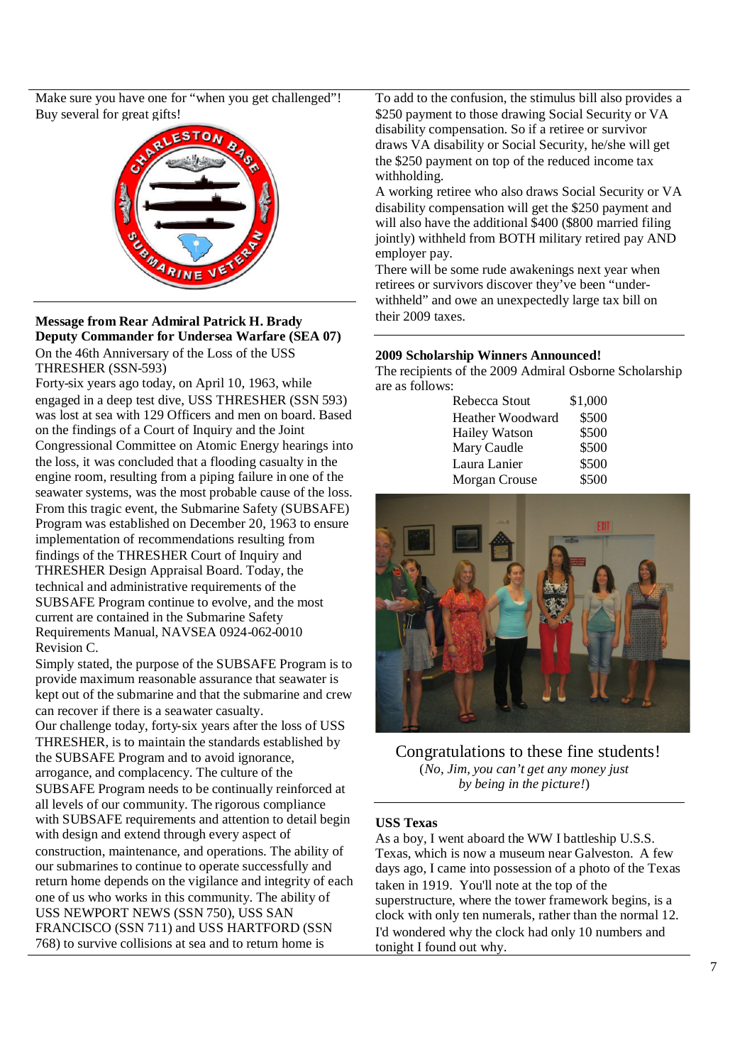Make sure you have one for "when you get challenged"! Buy several for great gifts!

## Message from Rear Admiral Patrick H. Brady Deputy Commander for Undersea Warfare (SEA 07)

On the 46th Anniversary of the Loss of the USS THRESHER (SSN-593)

Forty-six years ago today, on April 10, 1963, while engaged in a deep test dive, USS THRESHER (SSN 593) was lost at sea with 129 Officers and men on board. Based on the findings of a Court of Inquiry and the Joint Congressional Committee on Atomic Energy hearings into the loss, it was concluded that a flooding casualty in the engine room, resulting from a piping failure in one of the seawater systems, was the most probable cause of the loss. From this tragic event, the Submarine Safety (SUBSAFE) Program was established on December 20, 1963 to ensure implementation of recommendations resulting from findings of the THRESHER Court of Inquiry and THRESHER Design Appraisal Board. Today, the technical and administrative requirements of the SUBSAFE Program continue to evolve, and the most current are contained in the Submarine Safety Requirements Manual, NAVSEA 0924-062-0010 Revision C.

Simply stated, the purpose of the SUBSAFE Program is to provide maximum reasonable assurance that seawater is kept out of the submarine and that the submarine and crew can recover if there is a seawater casualty.

Our challenge today, forty-six years after the loss of USS THRESHER, is to maintain the standards established by the SUBSAFE Program and to avoid ignorance, arrogance, and complacency. The culture of the SUBSAFE Program needs to be continually reinforced at all levels of our community. The rigorous compliance with SUBSAFE requirements and attention to detail begin with design and extend through every aspect of construction, maintenance, and operations. The ability of our submarines to continue to operate successfully and return home depends on the vigilance and integrity of each one of us who works in this community. The ability of USS NEWPORT NEWS (SSN 750), USS SAN FRANCISCO (SSN 711) and USS HARTFORD (SSN 768) to survive collisions at sea and to return home is

To add to the confusion, the stimulus bill also provides a $250 payment to those drawing Social Security or VA disability compensation. So if a retiree or survivor draws VA disability or Social Security, he/she will get the $250 payment on top of the reduced income tax withholding.

A working retiree who also draws Social Security or VA disability compensation will get the $250 payment and will also have the additional $400 ($800 married filing jointly) withheld from BOTH military retired pay AND employer pay.

There will be some rude awakenings next year when retirees or survivors discover they've been "under-withheld" and owe an unexpectedly large tax bill on their 2009 taxes.

## 2009 Scholarship Winners Announced!

The recipients of the 2009 Admiral Osborne Scholarship are as follows:

| Name | Amount |
|---|---|
| Rebecca Stout | $1,000 |
| Heather Woodward | $500 |
| Hailey Watson | $500 |
| Mary Caudle | $500 |
| Laura Lanier | $500 |
| Morgan Crouse | $500 |

Congratulations to these fine students!
(*No, Jim, you can't get any money just by being in the picture!*)

## USS Texas

As a boy, I went aboard the WW I battleship U.S.S. Texas, which is now a museum near Galveston. A few days ago, I came into possession of a photo of the Texas taken in 1919. You'll note at the top of the superstructure, where the tower framework begins, is a clock with only ten numerals, rather than the normal 12. I'd wondered why the clock had only 10 numbers and tonight I found out why.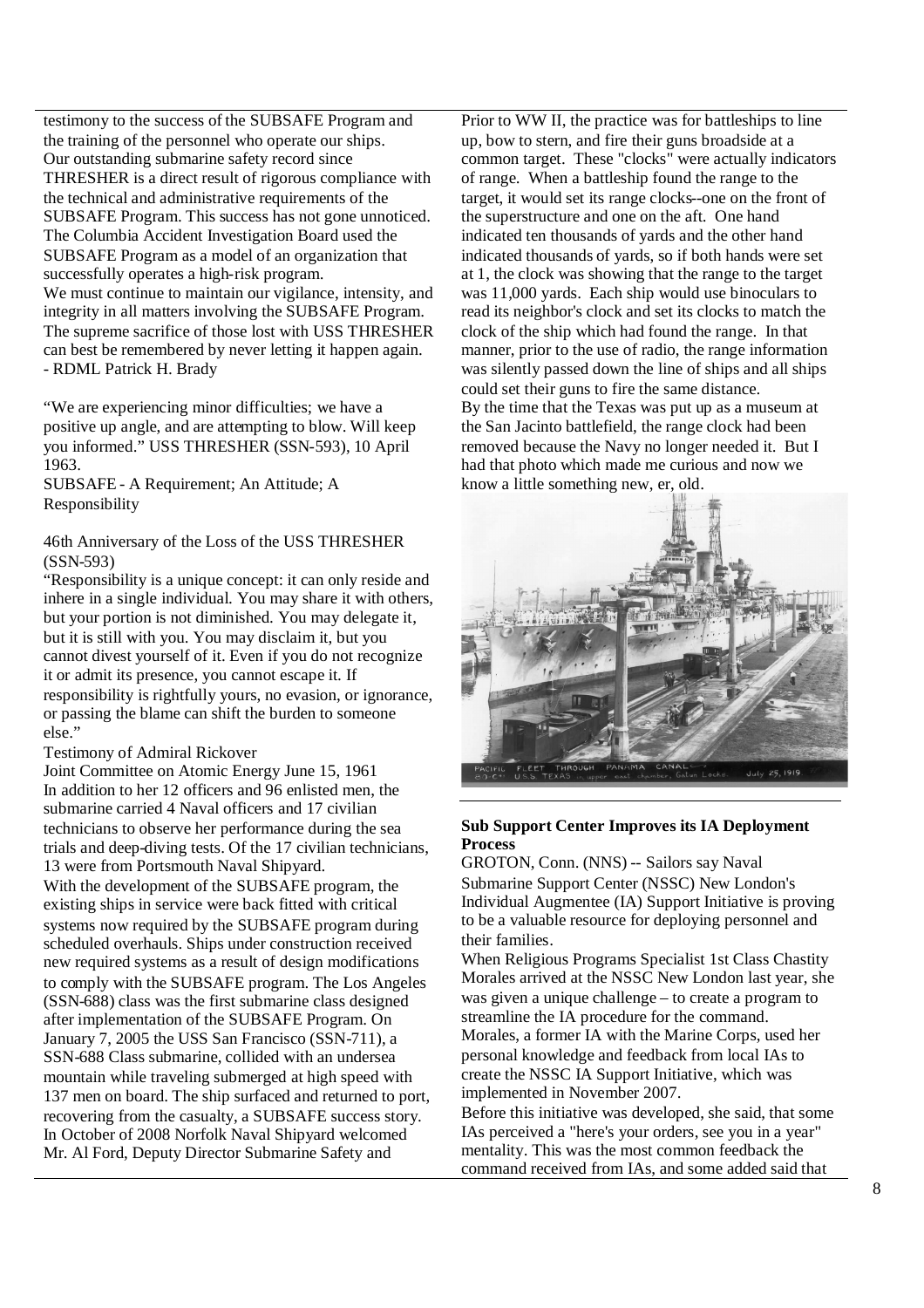testimony to the success of the SUBSAFE Program and the training of the personnel who operate our ships. Our outstanding submarine safety record since THRESHER is a direct result of rigorous compliance with the technical and administrative requirements of the SUBSAFE Program. This success has not gone unnoticed. The Columbia Accident Investigation Board used the SUBSAFE Program as a model of an organization that successfully operates a high-risk program.

We must continue to maintain our vigilance, intensity, and integrity in all matters involving the SUBSAFE Program. The supreme sacrifice of those lost with USS THRESHER can best be remembered by never letting it happen again.

- RDML Patrick H. Brady

"We are experiencing minor difficulties; we have a positive up angle, and are attempting to blow. Will keep you informed." USS THRESHER (SSN-593), 10 April 1963.

SUBSAFE - A Requirement; An Attitude; A Responsibility

46th Anniversary of the Loss of the USS THRESHER (SSN-593)

"Responsibility is a unique concept: it can only reside and inhere in a single individual. You may share it with others, but your portion is not diminished. You may delegate it, but it is still with you. You may disclaim it, but you cannot divest yourself of it. Even if you do not recognize it or admit its presence, you cannot escape it. If responsibility is rightfully yours, no evasion, or ignorance, or passing the blame can shift the burden to someone else."

Testimony of Admiral Rickover

Joint Committee on Atomic Energy June 15, 1961

In addition to her 12 officers and 96 enlisted men, the submarine carried 4 Naval officers and 17 civilian technicians to observe her performance during the sea trials and deep-diving tests. Of the 17 civilian technicians, 13 were from Portsmouth Naval Shipyard.

With the development of the SUBSAFE program, the existing ships in service were back fitted with critical systems now required by the SUBSAFE program during scheduled overhauls. Ships under construction received new required systems as a result of design modifications to comply with the SUBSAFE program. The Los Angeles (SSN-688) class was the first submarine class designed after implementation of the SUBSAFE Program. On January 7, 2005 the USS San Francisco (SSN-711), a SSN-688 Class submarine, collided with an undersea mountain while traveling submerged at high speed with 137 men on board. The ship surfaced and returned to port, recovering from the casualty, a SUBSAFE success story.

In October of 2008 Norfolk Naval Shipyard welcomed Mr. Al Ford, Deputy Director Submarine Safety and

Prior to WW II, the practice was for battleships to line up, bow to stern, and fire their guns broadside at a common target. These "clocks" were actually indicators of range. When a battleship found the range to the target, it would set its range clocks--one on the front of the superstructure and one on the aft. One hand indicated ten thousands of yards and the other hand indicated thousands of yards, so if both hands were set at 1, the clock was showing that the range to the target was 11,000 yards. Each ship would use binoculars to read its neighbor's clock and set its clocks to match the clock of the ship which had found the range. In that manner, prior to the use of radio, the range information was silently passed down the line of ships and all ships could set their guns to fire the same distance.

By the time that the Texas was put up as a museum at the San Jacinto battlefield, the range clock had been removed because the Navy no longer needed it. But I had that photo which made me curious and now we know a little something new, er, old.

PACIFIC FLEET THROUGH PANAMA CANAL U.S.S. TEXAS in upper east chamber, Gatun Locks. July 25, 1919

## Sub Support Center Improves its IA Deployment Process

GROTON, Conn. (NNS) -- Sailors say Naval Submarine Support Center (NSSC) New London's Individual Augmentee (IA) Support Initiative is proving to be a valuable resource for deploying personnel and their families.

When Religious Programs Specialist 1st Class Chastity Morales arrived at the NSSC New London last year, she was given a unique challenge – to create a program to streamline the IA procedure for the command.

Morales, a former IA with the Marine Corps, used her personal knowledge and feedback from local IAs to create the NSSC IA Support Initiative, which was implemented in November 2007.

Before this initiative was developed, she said, that some IAs perceived a "here's your orders, see you in a year" mentality. This was the most common feedback the command received from IAs, and some added said that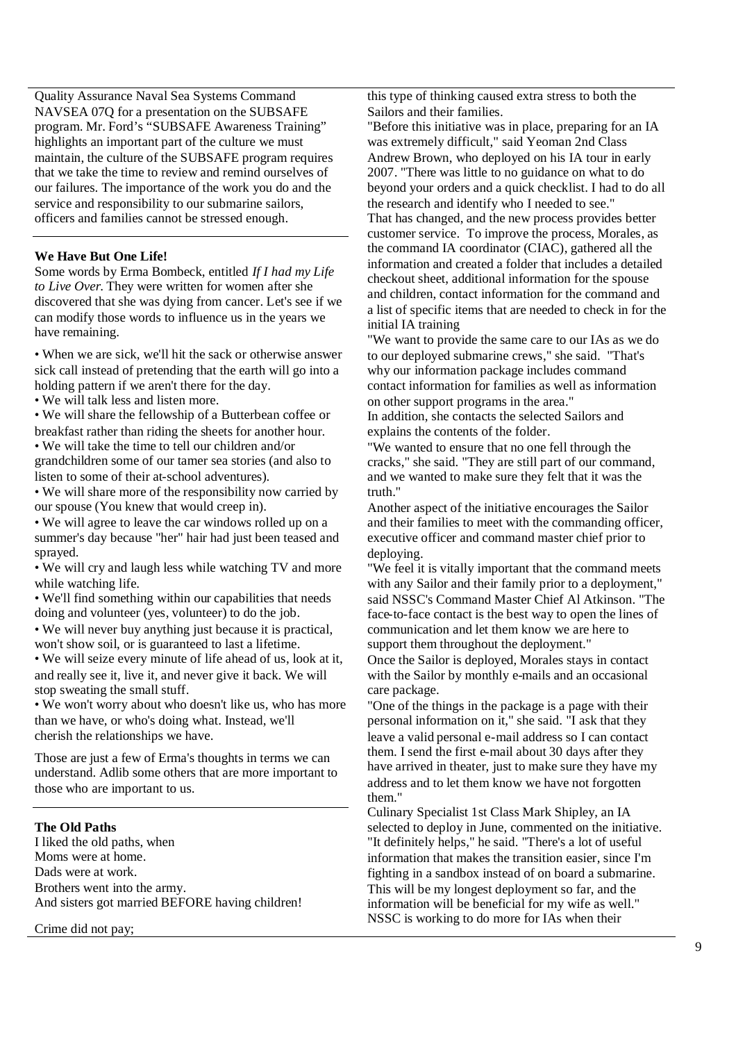Quality Assurance Naval Sea Systems Command NAVSEA 07Q for a presentation on the SUBSAFE program. Mr. Ford's "SUBSAFE Awareness Training" highlights an important part of the culture we must maintain, the culture of the SUBSAFE program requires that we take the time to review and remind ourselves of our failures. The importance of the work you do and the service and responsibility to our submarine sailors, officers and families cannot be stressed enough.

**We Have But One Life!**

Some words by Erma Bombeck, entitled *If I had my Life to Live Over.* They were written for women after she discovered that she was dying from cancer. Let's see if we can modify those words to influence us in the years we have remaining.

- When we are sick, we'll hit the sack or otherwise answer sick call instead of pretending that the earth will go into a holding pattern if we aren't there for the day.
- We will talk less and listen more.
- We will share the fellowship of a Butterbean coffee or breakfast rather than riding the sheets for another hour.
- We will take the time to tell our children and/or grandchildren some of our tamer sea stories (and also to listen to some of their at-school adventures).
- We will share more of the responsibility now carried by our spouse (You knew that would creep in).
- We will agree to leave the car windows rolled up on a summer's day because "her" hair had just been teased and sprayed.
- We will cry and laugh less while watching TV and more while watching life.
- We'll find something within our capabilities that needs doing and volunteer (yes, volunteer) to do the job.
- We will never buy anything just because it is practical, won't show soil, or is guaranteed to last a lifetime.
- We will seize every minute of life ahead of us, look at it, and really see it, live it, and never give it back. We will stop sweating the small stuff.
- We won't worry about who doesn't like us, who has more than we have, or who's doing what. Instead, we'll cherish the relationships we have.

Those are just a few of Erma's thoughts in terms we can understand. Adlib some others that are more important to those who are important to us.

**The Old Paths**

I liked the old paths, when
Moms were at home.
Dads were at work.
Brothers went into the army.
And sisters got married BEFORE having children!

Crime did not pay;

this type of thinking caused extra stress to both the Sailors and their families.

"Before this initiative was in place, preparing for an IA was extremely difficult," said Yeoman 2nd Class Andrew Brown, who deployed on his IA tour in early 2007. "There was little to no guidance on what to do beyond your orders and a quick checklist. I had to do all the research and identify who I needed to see."

That has changed, and the new process provides better customer service. To improve the process, Morales, as the command IA coordinator (CIAC), gathered all the information and created a folder that includes a detailed checkout sheet, additional information for the spouse and children, contact information for the command and a list of specific items that are needed to check in for the initial IA training

"We want to provide the same care to our IAs as we do to our deployed submarine crews," she said. "That's why our information package includes command contact information for families as well as information on other support programs in the area."

In addition, she contacts the selected Sailors and explains the contents of the folder.

"We wanted to ensure that no one fell through the cracks," she said. "They are still part of our command, and we wanted to make sure they felt that it was the truth."

Another aspect of the initiative encourages the Sailor and their families to meet with the commanding officer, executive officer and command master chief prior to deploying.

"We feel it is vitally important that the command meets with any Sailor and their family prior to a deployment," said NSSC's Command Master Chief Al Atkinson. "The face-to-face contact is the best way to open the lines of communication and let them know we are here to support them throughout the deployment."

Once the Sailor is deployed, Morales stays in contact with the Sailor by monthly e-mails and an occasional care package.

"One of the things in the package is a page with their personal information on it," she said. "I ask that they leave a valid personal e-mail address so I can contact them. I send the first e-mail about 30 days after they have arrived in theater, just to make sure they have my address and to let them know we have not forgotten them."

Culinary Specialist 1st Class Mark Shipley, an IA selected to deploy in June, commented on the initiative. "It definitely helps," he said. "There's a lot of useful information that makes the transition easier, since I'm fighting in a sandbox instead of on board a submarine. This will be my longest deployment so far, and the information will be beneficial for my wife as well."

NSSC is working to do more for IAs when their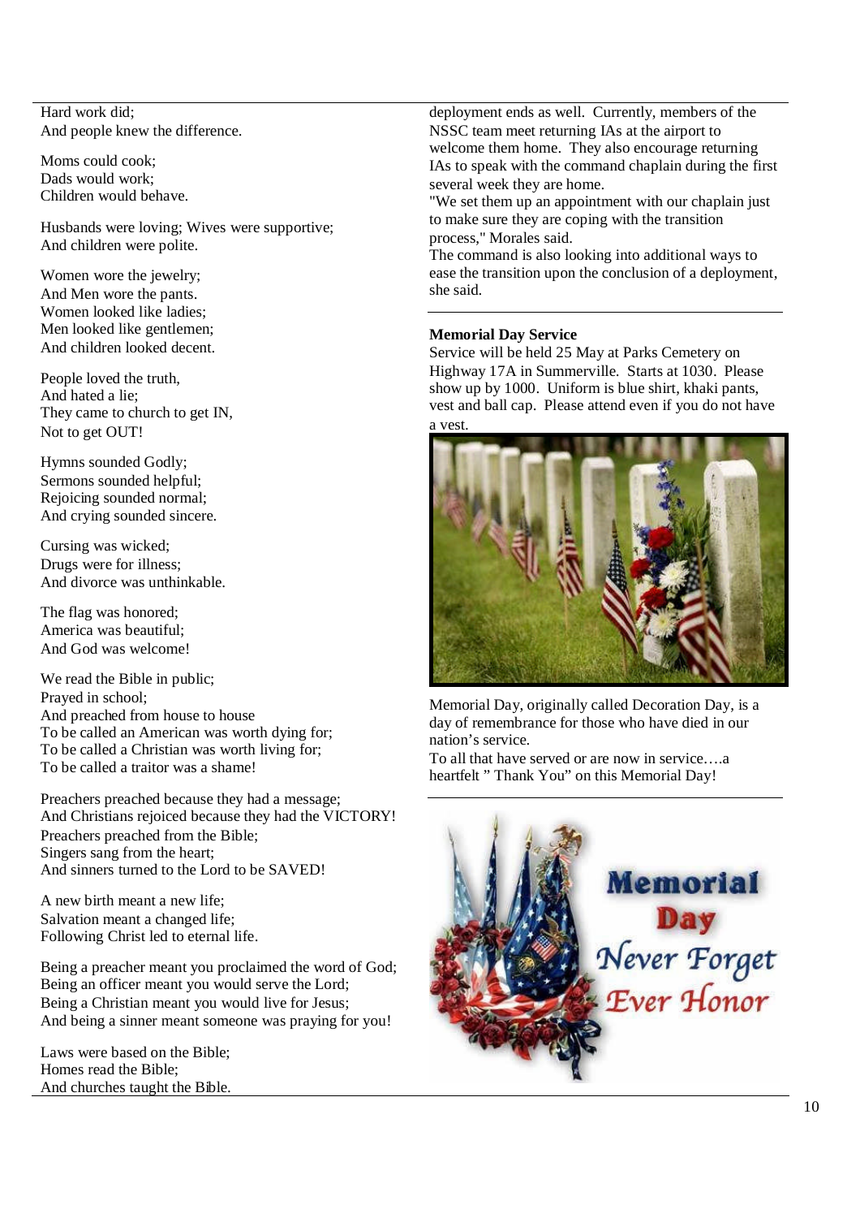Hard work did;
And people knew the difference.

Moms could cook;
Dads would work;
Children would behave.

Husbands were loving; Wives were supportive;
And children were polite.

Women wore the jewelry;
And Men wore the pants.
Women looked like ladies;
Men looked like gentlemen;
And children looked decent.

People loved the truth,
And hated a lie;
They came to church to get IN,
Not to get OUT!

Hymns sounded Godly;
Sermons sounded helpful;
Rejoicing sounded normal;
And crying sounded sincere.

Cursing was wicked;
Drugs were for illness;
And divorce was unthinkable.

The flag was honored;
America was beautiful;
And God was welcome!

We read the Bible in public;
Prayed in school;
And preached from house to house
To be called an American was worth dying for;
To be called a Christian was worth living for;
To be called a traitor was a shame!

Preachers preached because they had a message;
And Christians rejoiced because they had the VICTORY!
Preachers preached from the Bible;
Singers sang from the heart;
And sinners turned to the Lord to be SAVED!

A new birth meant a new life;
Salvation meant a changed life;
Following Christ led to eternal life.

Being a preacher meant you proclaimed the word of God;
Being an officer meant you would serve the Lord;
Being a Christian meant you would live for Jesus;
And being a sinner meant someone was praying for you!

Laws were based on the Bible;
Homes read the Bible;
And churches taught the Bible.

deployment ends as well. Currently, members of the NSSC team meet returning IAs at the airport to welcome them home. They also encourage returning IAs to speak with the command chaplain during the first several week they are home.
"We set them up an appointment with our chaplain just to make sure they are coping with the transition process," Morales said.
The command is also looking into additional ways to ease the transition upon the conclusion of a deployment, she said.

**Memorial Day Service**

Service will be held 25 May at Parks Cemetery on Highway 17A in Summerville. Starts at 1030. Please show up by 1000. Uniform is blue shirt, khaki pants, vest and ball cap. Please attend even if you do not have a vest.

Memorial Day, originally called Decoration Day, is a day of remembrance for those who have died in our nation's service.
To all that have served or are now in service….a heartfelt " Thank You" on this Memorial Day!

Memorial Day
Never Forget
Ever Honor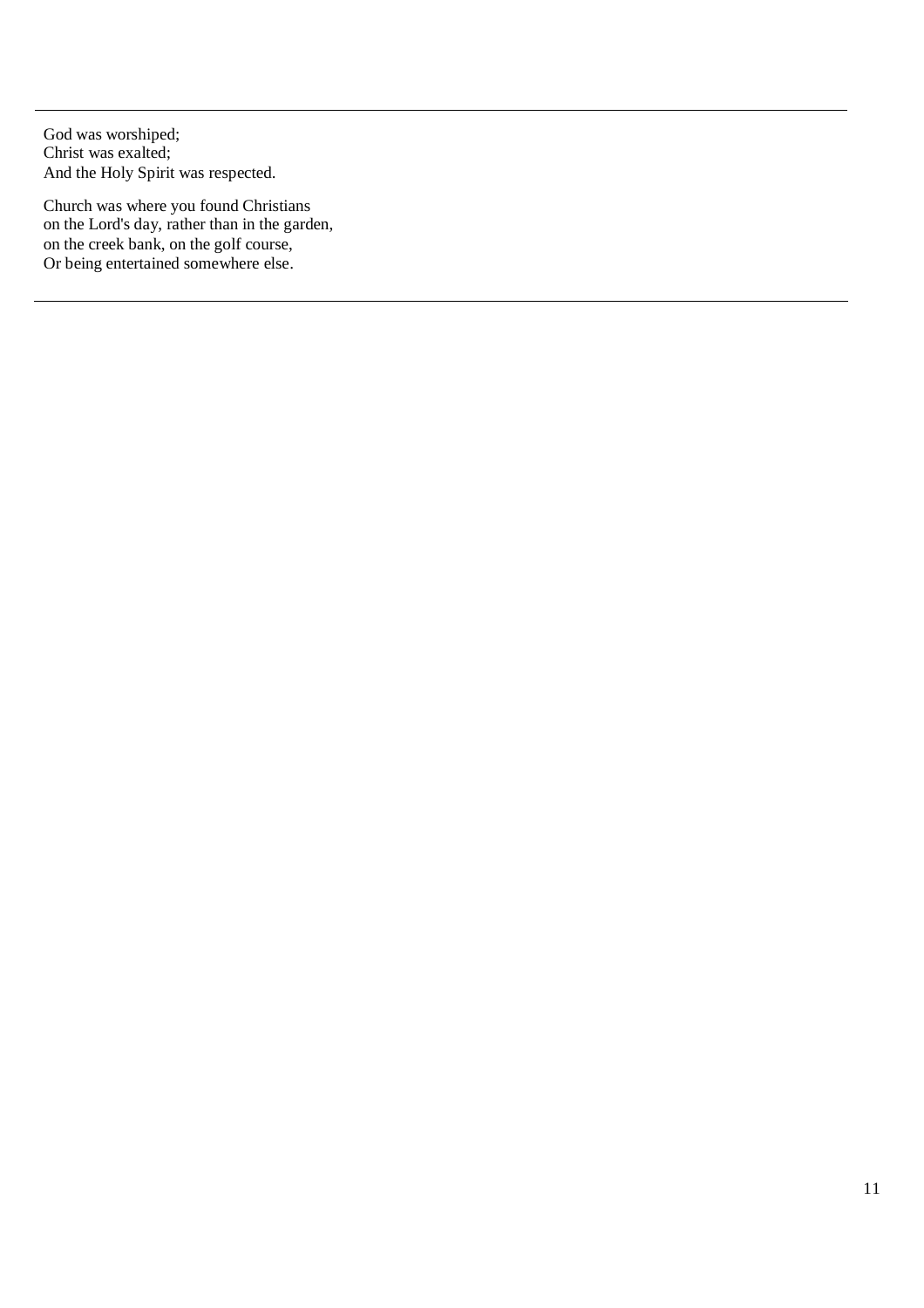God was worshiped;  
Christ was exalted;  
And the Holy Spirit was respected.

Church was where you found Christians  
on the Lord's day, rather than in the garden,  
on the creek bank, on the golf course,  
Or being entertained somewhere else.